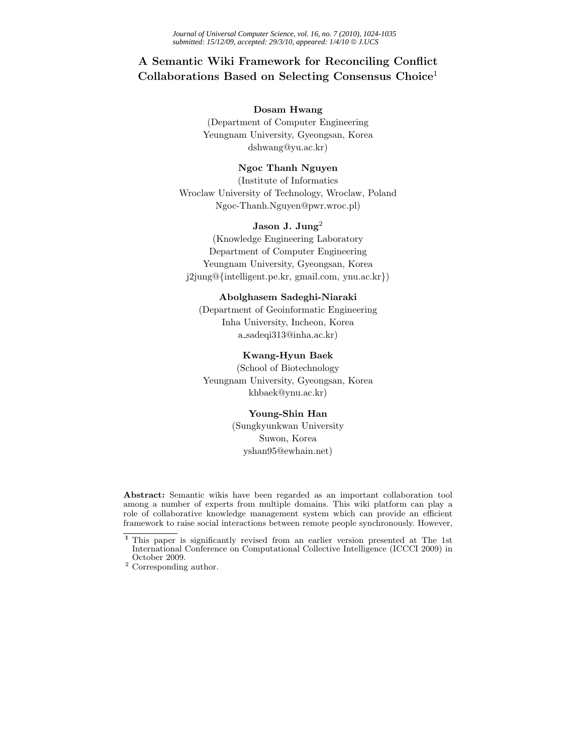# A Semantic Wiki Framework for Reconciling Conflict Collaborations Based on Selecting Consensus Choice[1]

**Dosam Hwang**
(Department of Computer Engineering
Yeungnam University, Gyeongsan, Korea
dshwang@yu.ac.kr)

**Ngoc Thanh Nguyen**
(Institute of Informatics
Wroclaw University of Technology, Wroclaw, Poland
Ngoc-Thanh.Nguyen@pwr.wroc.pl)

**Jason J. Jung**[2]
(Knowledge Engineering Laboratory
Department of Computer Engineering
Yeungnam University, Gyeongsan, Korea
j2jung@{intelligent.pe.kr, gmail.com, ynu.ac.kr})

**Abolghasem Sadeghi-Niaraki**
(Department of Geoinformatic Engineering
Inha University, Incheon, Korea
a_sadeqi313@inha.ac.kr)

**Kwang-Hyun Baek**
(School of Biotechnology
Yeungnam University, Gyeongsan, Korea
khbaek@ynu.ac.kr)

**Young-Shin Han**
(Sungkyunkwan University
Suwon, Korea
yshan95@ewhain.net)

**Abstract:** Semantic wikis have been regarded as an important collaboration tool among a number of experts from multiple domains. This wiki platform can play a role of collaborative knowledge management system which can provide an efficient framework to raise social interactions between remote people synchronously. However,

---

[1] This paper is significantly revised from an earlier version presented at The 1st International Conference on Computational Collective Intelligence (ICCCI 2009) in October 2009.

[2] Corresponding author.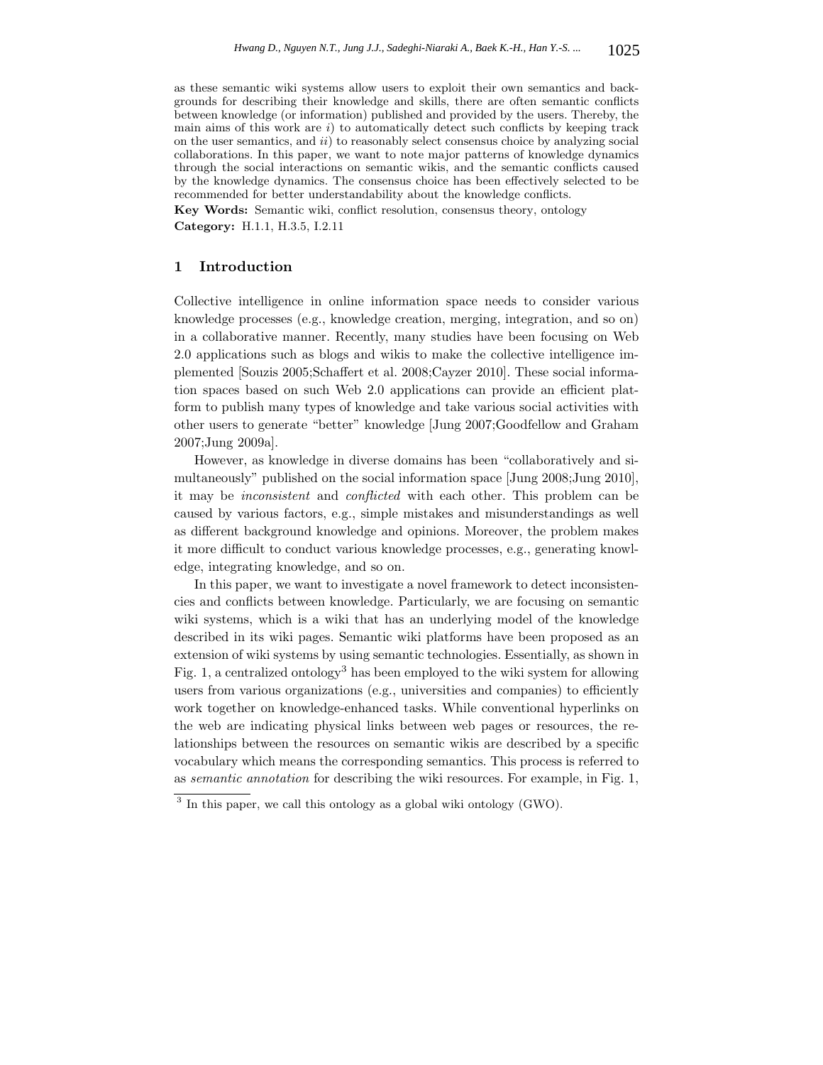as these semantic wiki systems allow users to exploit their own semantics and backgrounds for describing their knowledge and skills, there are often semantic conflicts between knowledge (or information) published and provided by the users. Thereby, the main aims of this work are *i*) to automatically detect such conflicts by keeping track on the user semantics, and *ii*) to reasonably select consensus choice by analyzing social collaborations. In this paper, we want to note major patterns of knowledge dynamics through the social interactions on semantic wikis, and the semantic conflicts caused by the knowledge dynamics. The consensus choice has been effectively selected to be recommended for better understandability about the knowledge conflicts.

**Key Words:** Semantic wiki, conflict resolution, consensus theory, ontology

**Category:** H.1.1, H.3.5, I.2.11

## 1 Introduction

Collective intelligence in online information space needs to consider various knowledge processes (e.g., knowledge creation, merging, integration, and so on) in a collaborative manner. Recently, many studies have been focusing on Web 2.0 applications such as blogs and wikis to make the collective intelligence implemented [Souzis 2005;Schaffert et al. 2008;Cayzer 2010]. These social information spaces based on such Web 2.0 applications can provide an efficient platform to publish many types of knowledge and take various social activities with other users to generate "better" knowledge [Jung 2007;Goodfellow and Graham 2007;Jung 2009a].

However, as knowledge in diverse domains has been "collaboratively and simultaneously" published on the social information space [Jung 2008;Jung 2010], it may be *inconsistent* and *conflicted* with each other. This problem can be caused by various factors, e.g., simple mistakes and misunderstandings as well as different background knowledge and opinions. Moreover, the problem makes it more difficult to conduct various knowledge processes, e.g., generating knowledge, integrating knowledge, and so on.

In this paper, we want to investigate a novel framework to detect inconsistencies and conflicts between knowledge. Particularly, we are focusing on semantic wiki systems, which is a wiki that has an underlying model of the knowledge described in its wiki pages. Semantic wiki platforms have been proposed as an extension of wiki systems by using semantic technologies. Essentially, as shown in Fig. 1, a centralized ontology[3] has been employed to the wiki system for allowing users from various organizations (e.g., universities and companies) to efficiently work together on knowledge-enhanced tasks. While conventional hyperlinks on the web are indicating physical links between web pages or resources, the relationships between the resources on semantic wikis are described by a specific vocabulary which means the corresponding semantics. This process is referred to as *semantic annotation* for describing the wiki resources. For example, in Fig. 1,

[3] In this paper, we call this ontology as a global wiki ontology (GWO).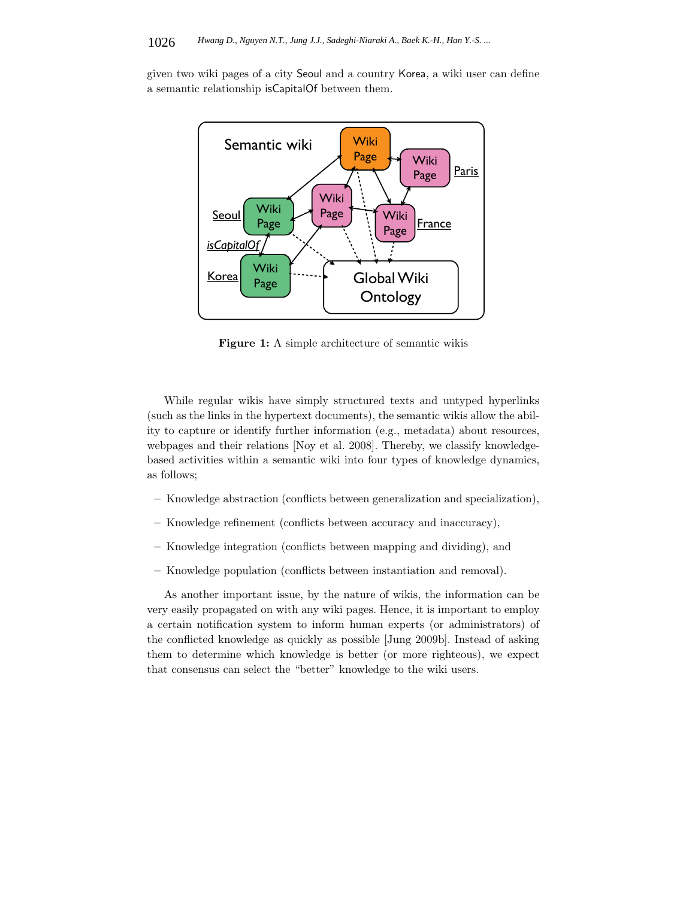given two wiki pages of a city Seoul and a country Korea, a wiki user can define a semantic relationship isCapitalOf between them.

**Figure 1:** A simple architecture of semantic wikis

While regular wikis have simply structured texts and untyped hyperlinks (such as the links in the hypertext documents), the semantic wikis allow the ability to capture or identify further information (e.g., metadata) about resources, webpages and their relations [Noy et al. 2008]. Thereby, we classify knowledge-based activities within a semantic wiki into four types of knowledge dynamics, as follows;

- Knowledge abstraction (conflicts between generalization and specialization),
- Knowledge refinement (conflicts between accuracy and inaccuracy),
- Knowledge integration (conflicts between mapping and dividing), and
- Knowledge population (conflicts between instantiation and removal).

As another important issue, by the nature of wikis, the information can be very easily propagated on with any wiki pages. Hence, it is important to employ a certain notification system to inform human experts (or administrators) of the conflicted knowledge as quickly as possible [Jung 2009b]. Instead of asking them to determine which knowledge is better (or more righteous), we expect that consensus can select the "better" knowledge to the wiki users.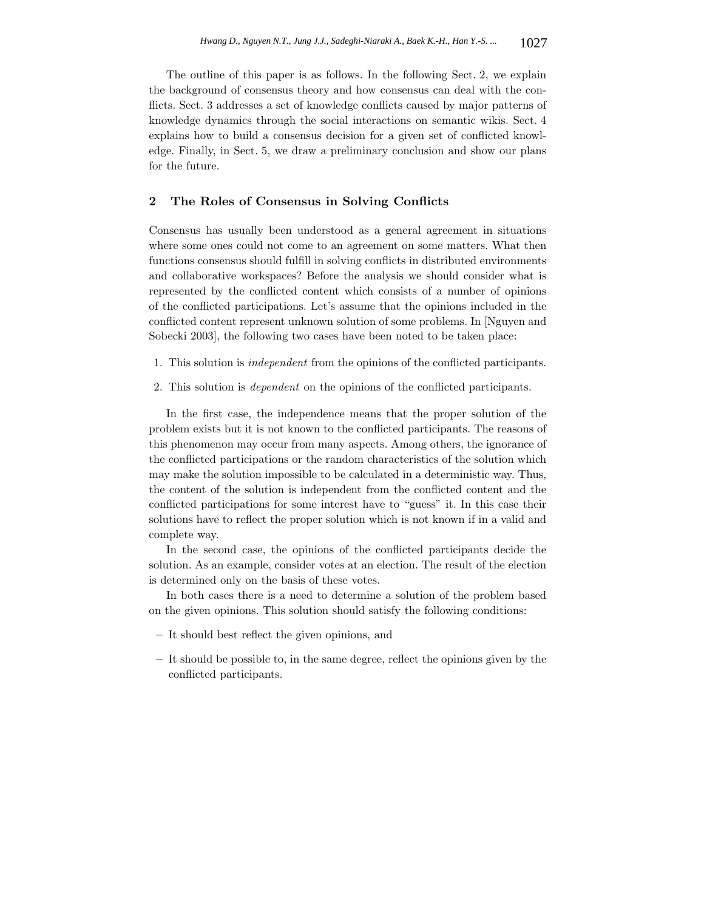The outline of this paper is as follows. In the following Sect. 2, we explain the background of consensus theory and how consensus can deal with the conflicts. Sect. 3 addresses a set of knowledge conflicts caused by major patterns of knowledge dynamics through the social interactions on semantic wikis. Sect. 4 explains how to build a consensus decision for a given set of conflicted knowledge. Finally, in Sect. 5, we draw a preliminary conclusion and show our plans for the future.

## 2 The Roles of Consensus in Solving Conflicts

Consensus has usually been understood as a general agreement in situations where some ones could not come to an agreement on some matters. What then functions consensus should fulfill in solving conflicts in distributed environments and collaborative workspaces? Before the analysis we should consider what is represented by the conflicted content which consists of a number of opinions of the conflicted participations. Let's assume that the opinions included in the conflicted content represent unknown solution of some problems. In [Nguyen and Sobecki 2003], the following two cases have been noted to be taken place:

1. This solution is *independent* from the opinions of the conflicted participants.
2. This solution is *dependent* on the opinions of the conflicted participants.

In the first case, the independence means that the proper solution of the problem exists but it is not known to the conflicted participants. The reasons of this phenomenon may occur from many aspects. Among others, the ignorance of the conflicted participations or the random characteristics of the solution which may make the solution impossible to be calculated in a deterministic way. Thus, the content of the solution is independent from the conflicted content and the conflicted participations for some interest have to "guess" it. In this case their solutions have to reflect the proper solution which is not known if in a valid and complete way.

In the second case, the opinions of the conflicted participants decide the solution. As an example, consider votes at an election. The result of the election is determined only on the basis of these votes.

In both cases there is a need to determine a solution of the problem based on the given opinions. This solution should satisfy the following conditions:

– It should best reflect the given opinions, and

– It should be possible to, in the same degree, reflect the opinions given by the conflicted participants.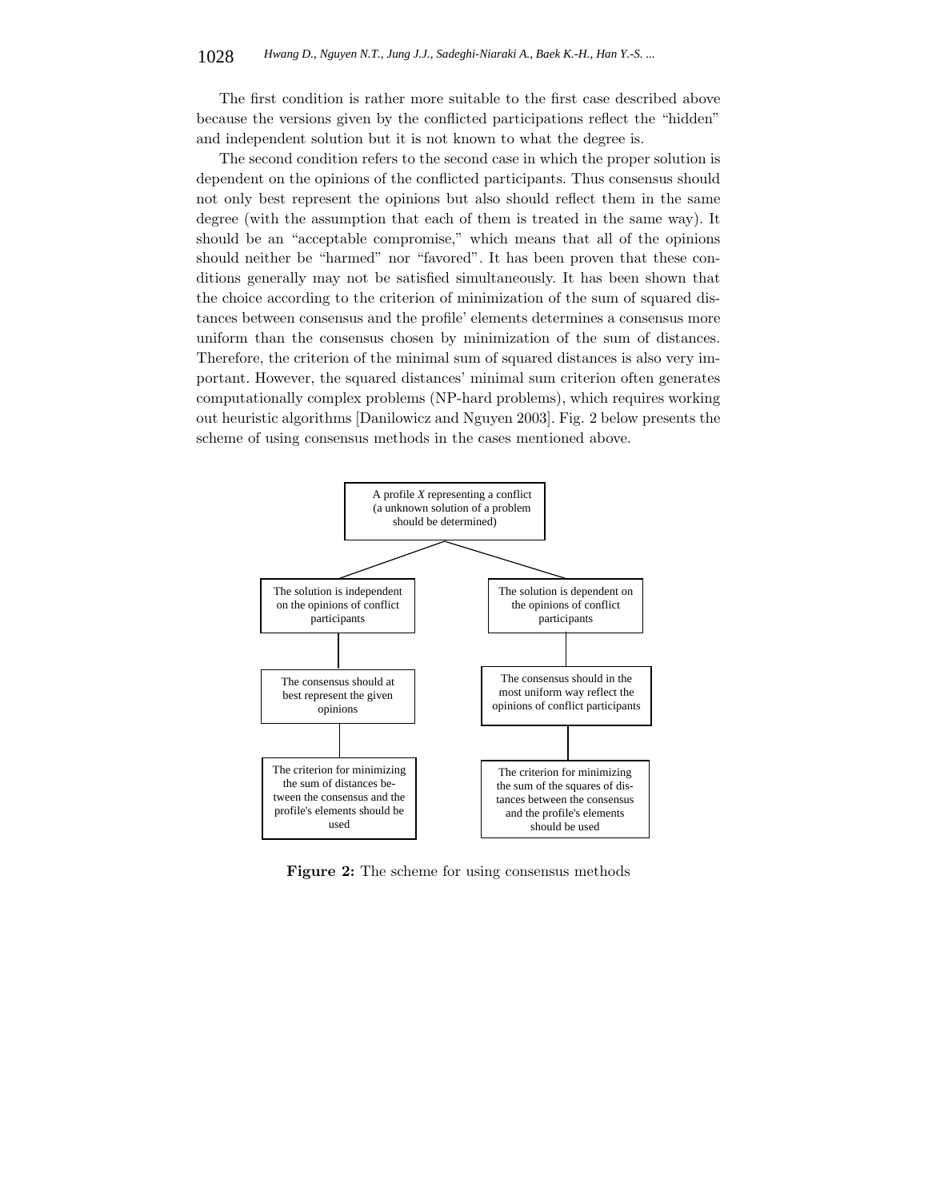The first condition is rather more suitable to the first case described above because the versions given by the conflicted participations reflect the "hidden" and independent solution but it is not known to what the degree is.

The second condition refers to the second case in which the proper solution is dependent on the opinions of the conflicted participants. Thus consensus should not only best represent the opinions but also should reflect them in the same degree (with the assumption that each of them is treated in the same way). It should be an "acceptable compromise," which means that all of the opinions should neither be "harmed" nor "favored". It has been proven that these conditions generally may not be satisfied simultaneously. It has been shown that the choice according to the criterion of minimization of the sum of squared distances between consensus and the profile' elements determines a consensus more uniform than the consensus chosen by minimization of the sum of distances. Therefore, the criterion of the minimal sum of squared distances is also very important. However, the squared distances' minimal sum criterion often generates computationally complex problems (NP-hard problems), which requires working out heuristic algorithms [Danilowicz and Nguyen 2003]. Fig. 2 below presents the scheme of using consensus methods in the cases mentioned above.

A profile *X* representing a conflict (a unknown solution of a problem should be determined)

The solution is independent on the opinions of conflict participants

The consensus should at best represent the given opinions

The criterion for minimizing the sum of distances between the consensus and the profile's elements should be used

The solution is dependent on the opinions of conflict participants

The consensus should in the most uniform way reflect the opinions of conflict participants

The criterion for minimizing the sum of the squares of distances between the consensus and the profile's elements should be used

**Figure 2:** The scheme for using consensus methods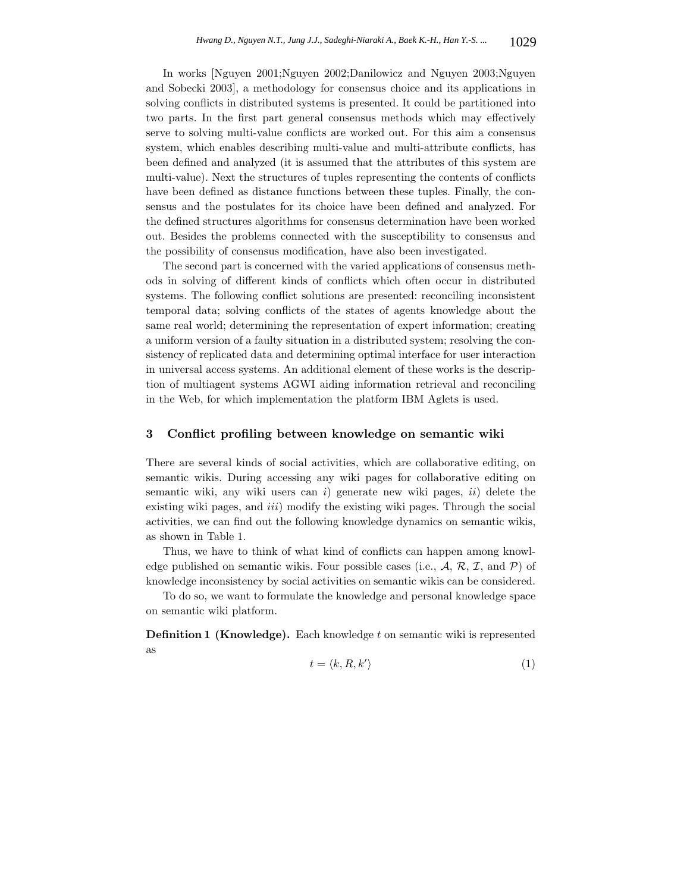In works [Nguyen 2001;Nguyen 2002;Danilowicz and Nguyen 2003;Nguyen and Sobecki 2003], a methodology for consensus choice and its applications in solving conflicts in distributed systems is presented. It could be partitioned into two parts. In the first part general consensus methods which may effectively serve to solving multi-value conflicts are worked out. For this aim a consensus system, which enables describing multi-value and multi-attribute conflicts, has been defined and analyzed (it is assumed that the attributes of this system are multi-value). Next the structures of tuples representing the contents of conflicts have been defined as distance functions between these tuples. Finally, the consensus and the postulates for its choice have been defined and analyzed. For the defined structures algorithms for consensus determination have been worked out. Besides the problems connected with the susceptibility to consensus and the possibility of consensus modification, have also been investigated.

The second part is concerned with the varied applications of consensus methods in solving of different kinds of conflicts which often occur in distributed systems. The following conflict solutions are presented: reconciling inconsistent temporal data; solving conflicts of the states of agents knowledge about the same real world; determining the representation of expert information; creating a uniform version of a faulty situation in a distributed system; resolving the consistency of replicated data and determining optimal interface for user interaction in universal access systems. An additional element of these works is the description of multiagent systems AGWI aiding information retrieval and reconciling in the Web, for which implementation the platform IBM Aglets is used.

## 3 Conflict profiling between knowledge on semantic wiki

There are several kinds of social activities, which are collaborative editing, on semantic wikis. During accessing any wiki pages for collaborative editing on semantic wiki, any wiki users can *i*) generate new wiki pages, *ii*) delete the existing wiki pages, and *iii*) modify the existing wiki pages. Through the social activities, we can find out the following knowledge dynamics on semantic wikis, as shown in Table 1.

Thus, we have to think of what kind of conflicts can happen among knowledge published on semantic wikis. Four possible cases (i.e., $\mathcal{A}$, $\mathcal{R}$, $\mathcal{I}$, and $\mathcal{P}$) of knowledge inconsistency by social activities on semantic wikis can be considered.

To do so, we want to formulate the knowledge and personal knowledge space on semantic wiki platform.

**Definition 1 (Knowledge).** Each knowledge $t$ on semantic wiki is represented as

$$t = \langle k, R, k' \rangle \tag{1}$$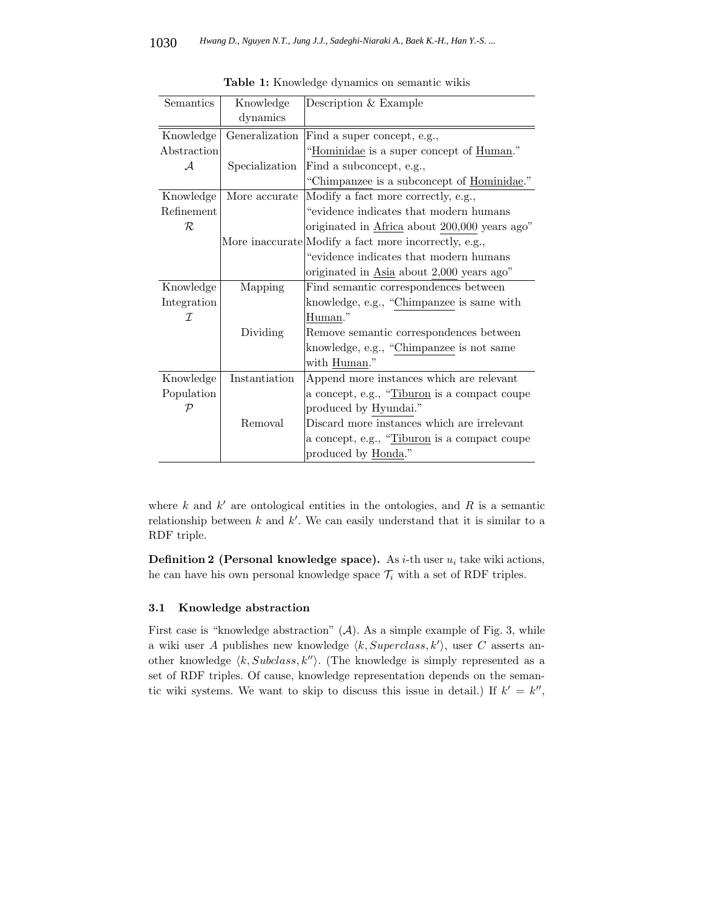**Table 1:** Knowledge dynamics on semantic wikis

| Semantics | Knowledge dynamics | Description & Example |
| --- | --- | --- |
| Knowledge Abstraction $\mathcal{A}$ | Generalization | Find a super concept, e.g., "Hominidae is a super concept of Human." |
| | Specialization | Find a subconcept, e.g., "Chimpanzee is a subconcept of Hominidae." |
| Knowledge Refinement $\mathcal{R}$ | More accurate | Modify a fact more correctly, e.g., "evidence indicates that modern humans originated in Africa about 200,000 years ago" |
| | More inaccurate | Modify a fact more incorrectly, e.g., "evidence indicates that modern humans originated in Asia about 2,000 years ago" |
| Knowledge Integration $\mathcal{I}$ | Mapping | Find semantic correspondences between knowledge, e.g., "Chimpanzee is same with Human." |
| | Dividing | Remove semantic correspondences between knowledge, e.g., "Chimpanzee is not same with Human." |
| Knowledge Population $\mathcal{P}$ | Instantiation | Append more instances which are relevant a concept, e.g., "Tiburon is a compact coupe produced by Hyundai." |
| | Removal | Discard more instances which are irrelevant a concept, e.g., "Tiburon is a compact coupe produced by Honda." |

where $k$ and $k'$ are ontological entities in the ontologies, and $R$ is a semantic relationship between $k$ and $k'$. We can easily understand that it is similar to a RDF triple.

**Definition 2 (Personal knowledge space).** As $i$-th user $u_i$ take wiki actions, he can have his own personal knowledge space $\mathcal{T}_i$ with a set of RDF triples.

### 3.1 Knowledge abstraction

First case is "knowledge abstraction" ($\mathcal{A}$). As a simple example of Fig. 3, while a wiki user $A$ publishes new knowledge $\langle k, Superclass, k' \rangle$, user $C$ asserts another knowledge $\langle k, Subclass, k'' \rangle$. (The knowledge is simply represented as a set of RDF triples. Of cause, knowledge representation depends on the semantic wiki systems. We want to skip to discuss this issue in detail.) If $k' = k''$,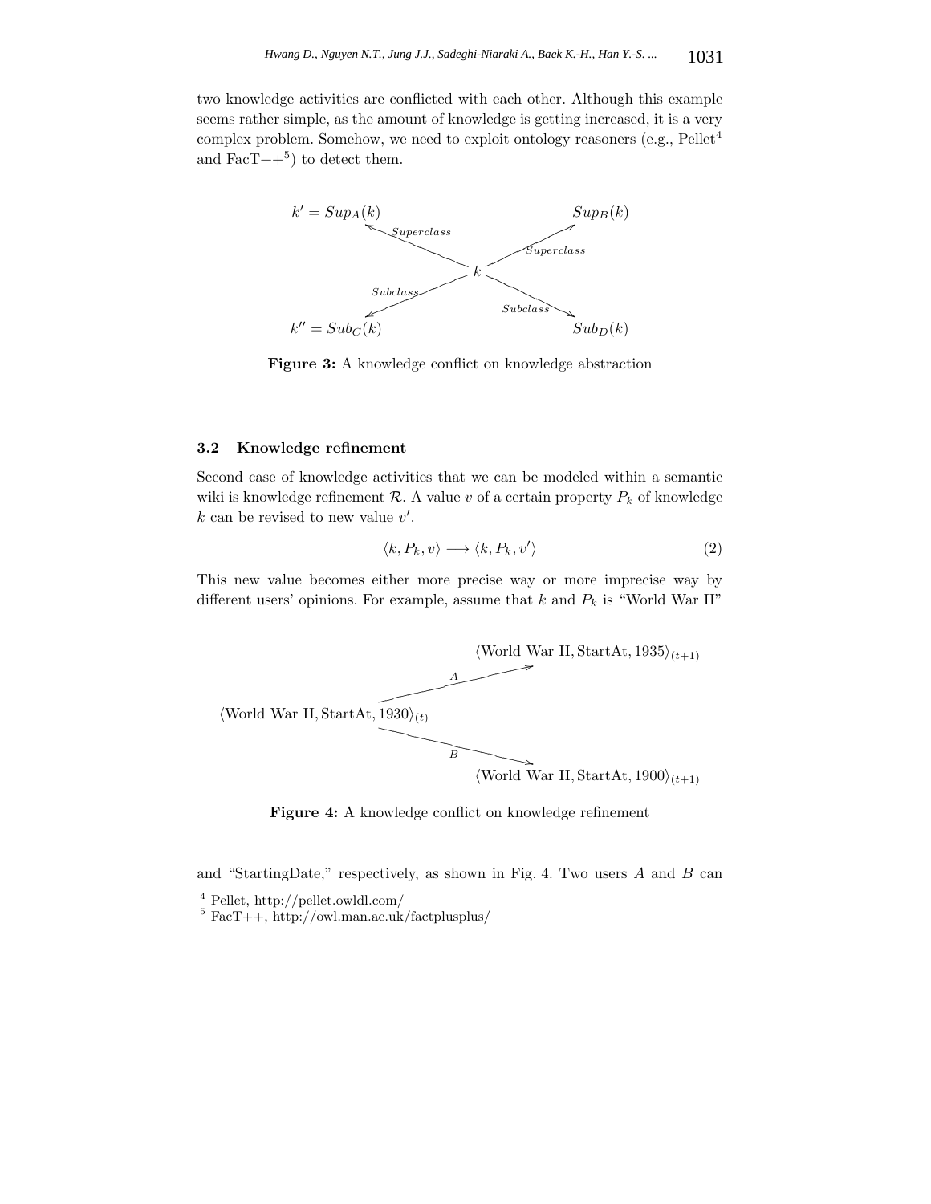two knowledge activities are conflicted with each other. Although this example seems rather simple, as the amount of knowledge is getting increased, it is a very complex problem. Somehow, we need to exploit ontology reasoners (e.g., Pellet[4] and FacT++[5]) to detect them.

**Figure 3:** A knowledge conflict on knowledge abstraction

### 3.2 Knowledge refinement

Second case of knowledge activities that we can be modeled within a semantic wiki is knowledge refinement $\mathcal{R}$. A value $v$ of a certain property $P_k$ of knowledge $k$ can be revised to new value $v'$.

$$\langle k, P_k, v \rangle \longrightarrow \langle k, P_k, v' \rangle \tag{2}$$

This new value becomes either more precise way or more imprecise way by different users' opinions. For example, assume that $k$ and $P_k$ is "World War II"

**Figure 4:** A knowledge conflict on knowledge refinement

and "StartingDate," respectively, as shown in Fig. 4. Two users $A$ and $B$ can

[4] Pellet, http://pellet.owldl.com/

[5] FacT++, http://owl.man.ac.uk/factplusplus/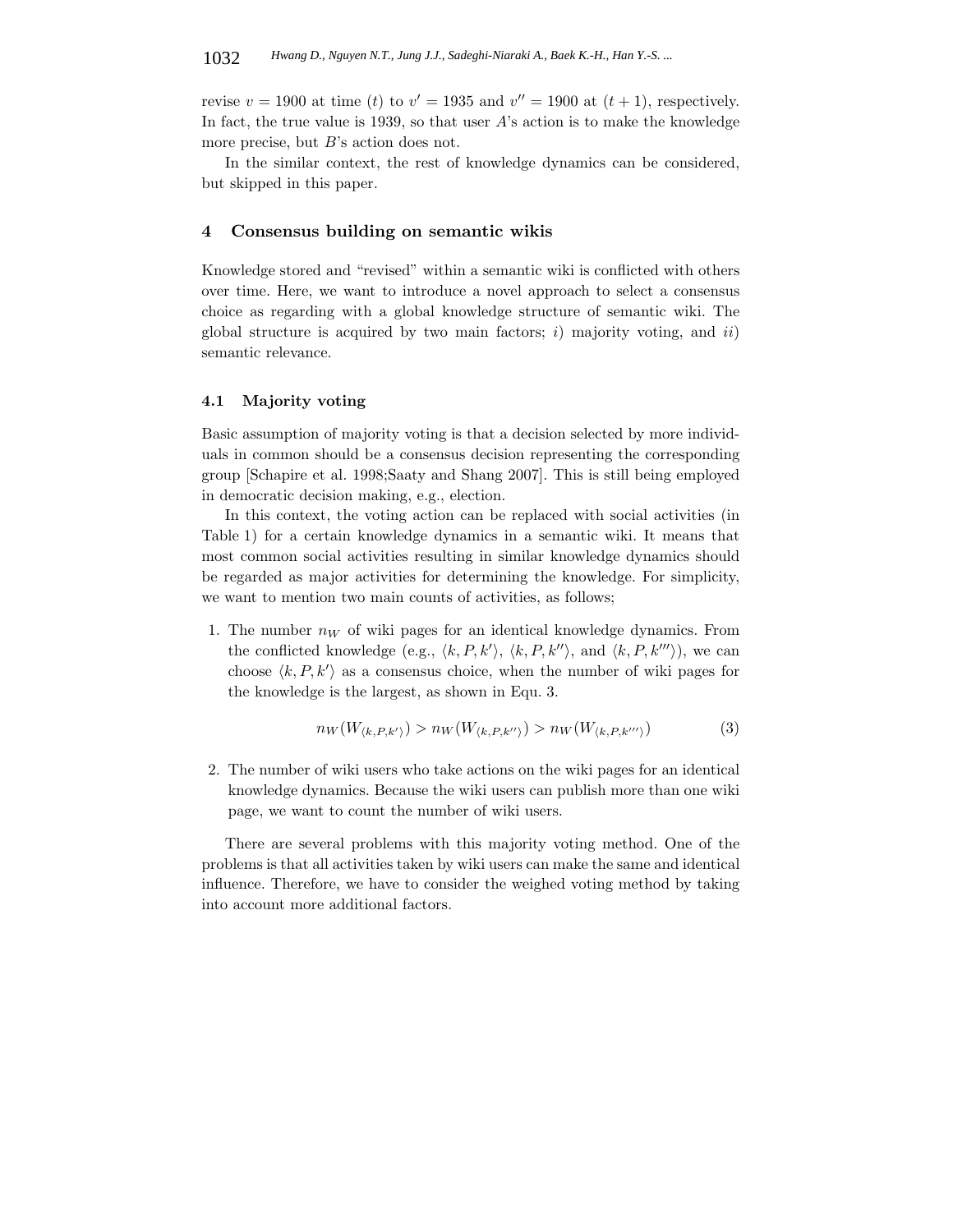revise $v = 1900$ at time $(t)$ to $v' = 1935$ and $v'' = 1900$ at $(t+1)$, respectively. In fact, the true value is 1939, so that user $A$'s action is to make the knowledge more precise, but $B$'s action does not.

In the similar context, the rest of knowledge dynamics can be considered, but skipped in this paper.

## 4 Consensus building on semantic wikis

Knowledge stored and "revised" within a semantic wiki is conflicted with others over time. Here, we want to introduce a novel approach to select a consensus choice as regarding with a global knowledge structure of semantic wiki. The global structure is acquired by two main factors; *i*) majority voting, and *ii*) semantic relevance.

### 4.1 Majority voting

Basic assumption of majority voting is that a decision selected by more individuals in common should be a consensus decision representing the corresponding group [Schapire et al. 1998;Saaty and Shang 2007]. This is still being employed in democratic decision making, e.g., election.

In this context, the voting action can be replaced with social activities (in Table 1) for a certain knowledge dynamics in a semantic wiki. It means that most common social activities resulting in similar knowledge dynamics should be regarded as major activities for determining the knowledge. For simplicity, we want to mention two main counts of activities, as follows;

1. The number $n_W$ of wiki pages for an identical knowledge dynamics. From the conflicted knowledge (e.g., $\langle k, P, k' \rangle$, $\langle k, P, k'' \rangle$, and $\langle k, P, k''' \rangle$), we can choose $\langle k, P, k' \rangle$ as a consensus choice, when the number of wiki pages for the knowledge is the largest, as shown in Equ. 3.

$$n_W(W_{\langle k,P,k' \rangle}) > n_W(W_{\langle k,P,k'' \rangle}) > n_W(W_{\langle k,P,k''' \rangle}) \tag{3}$$

2. The number of wiki users who take actions on the wiki pages for an identical knowledge dynamics. Because the wiki users can publish more than one wiki page, we want to count the number of wiki users.

There are several problems with this majority voting method. One of the problems is that all activities taken by wiki users can make the same and identical influence. Therefore, we have to consider the weighed voting method by taking into account more additional factors.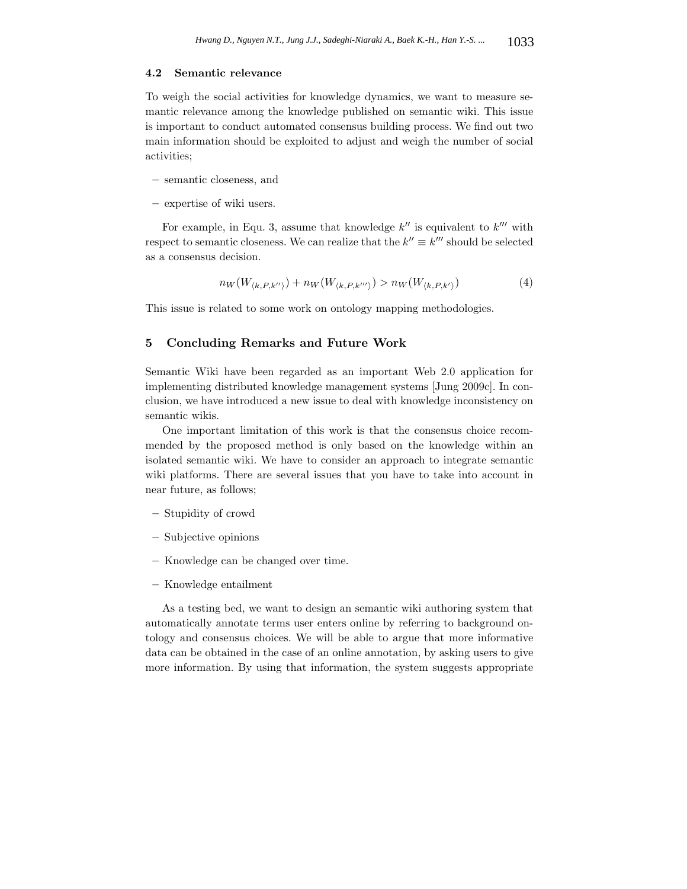### 4.2 Semantic relevance

To weigh the social activities for knowledge dynamics, we want to measure semantic relevance among the knowledge published on semantic wiki. This issue is important to conduct automated consensus building process. We find out two main information should be exploited to adjust and weigh the number of social activities;

- semantic closeness, and
- expertise of wiki users.

For example, in Equ. 3, assume that knowledge $k''$ is equivalent to $k'''$ with respect to semantic closeness. We can realize that the $k'' \equiv k'''$ should be selected as a consensus decision.

$$n_W(W_{\langle k,P,k''\rangle}) + n_W(W_{\langle k,P,k'''\rangle}) > n_W(W_{\langle k,P,k'\rangle}) \tag{4}$$

This issue is related to some work on ontology mapping methodologies.

## 5 Concluding Remarks and Future Work

Semantic Wiki have been regarded as an important Web 2.0 application for implementing distributed knowledge management systems [Jung 2009c]. In conclusion, we have introduced a new issue to deal with knowledge inconsistency on semantic wikis.

One important limitation of this work is that the consensus choice recommended by the proposed method is only based on the knowledge within an isolated semantic wiki. We have to consider an approach to integrate semantic wiki platforms. There are several issues that you have to take into account in near future, as follows;

- Stupidity of crowd
- Subjective opinions
- Knowledge can be changed over time.
- Knowledge entailment

As a testing bed, we want to design an semantic wiki authoring system that automatically annotate terms user enters online by referring to background ontology and consensus choices. We will be able to argue that more informative data can be obtained in the case of an online annotation, by asking users to give more information. By using that information, the system suggests appropriate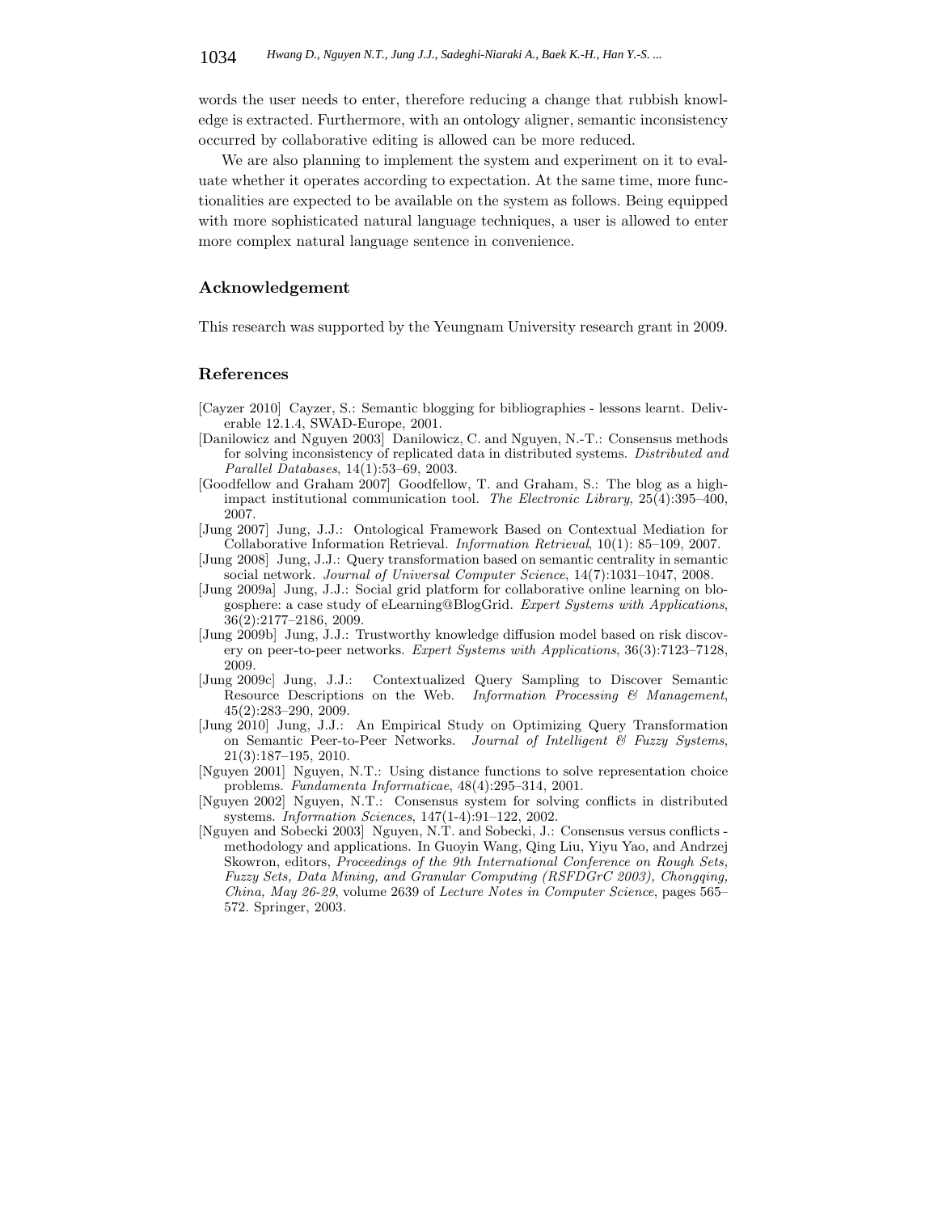words the user needs to enter, therefore reducing a change that rubbish knowledge is extracted. Furthermore, with an ontology aligner, semantic inconsistency occurred by collaborative editing is allowed can be more reduced.

We are also planning to implement the system and experiment on it to evaluate whether it operates according to expectation. At the same time, more functionalities are expected to be available on the system as follows. Being equipped with more sophisticated natural language techniques, a user is allowed to enter more complex natural language sentence in convenience.

## Acknowledgement

This research was supported by the Yeungnam University research grant in 2009.

## References

[Cayzer 2010] Cayzer, S.: Semantic blogging for bibliographies - lessons learnt. Deliverable 12.1.4, SWAD-Europe, 2001.

[Danilowicz and Nguyen 2003] Danilowicz, C. and Nguyen, N.-T.: Consensus methods for solving inconsistency of replicated data in distributed systems. *Distributed and Parallel Databases*, 14(1):53–69, 2003.

[Goodfellow and Graham 2007] Goodfellow, T. and Graham, S.: The blog as a high-impact institutional communication tool. *The Electronic Library*, 25(4):395–400, 2007.

[Jung 2007] Jung, J.J.: Ontological Framework Based on Contextual Mediation for Collaborative Information Retrieval. *Information Retrieval*, 10(1): 85–109, 2007.

[Jung 2008] Jung, J.J.: Query transformation based on semantic centrality in semantic social network. *Journal of Universal Computer Science*, 14(7):1031–1047, 2008.

[Jung 2009a] Jung, J.J.: Social grid platform for collaborative online learning on blogosphere: a case study of eLearning@BlogGrid. *Expert Systems with Applications*, 36(2):2177–2186, 2009.

[Jung 2009b] Jung, J.J.: Trustworthy knowledge diffusion model based on risk discovery on peer-to-peer networks. *Expert Systems with Applications*, 36(3):7123–7128, 2009.

[Jung 2009c] Jung, J.J.: Contextualized Query Sampling to Discover Semantic Resource Descriptions on the Web. *Information Processing & Management*, 45(2):283–290, 2009.

[Jung 2010] Jung, J.J.: An Empirical Study on Optimizing Query Transformation on Semantic Peer-to-Peer Networks. *Journal of Intelligent & Fuzzy Systems*, 21(3):187–195, 2010.

[Nguyen 2001] Nguyen, N.T.: Using distance functions to solve representation choice problems. *Fundamenta Informaticae*, 48(4):295–314, 2001.

[Nguyen 2002] Nguyen, N.T.: Consensus system for solving conflicts in distributed systems. *Information Sciences*, 147(1-4):91–122, 2002.

[Nguyen and Sobecki 2003] Nguyen, N.T. and Sobecki, J.: Consensus versus conflicts - methodology and applications. In Guoyin Wang, Qing Liu, Yiyu Yao, and Andrzej Skowron, editors, *Proceedings of the 9th International Conference on Rough Sets, Fuzzy Sets, Data Mining, and Granular Computing (RSFDGrC 2003), Chongqing, China, May 26-29*, volume 2639 of *Lecture Notes in Computer Science*, pages 565–572. Springer, 2003.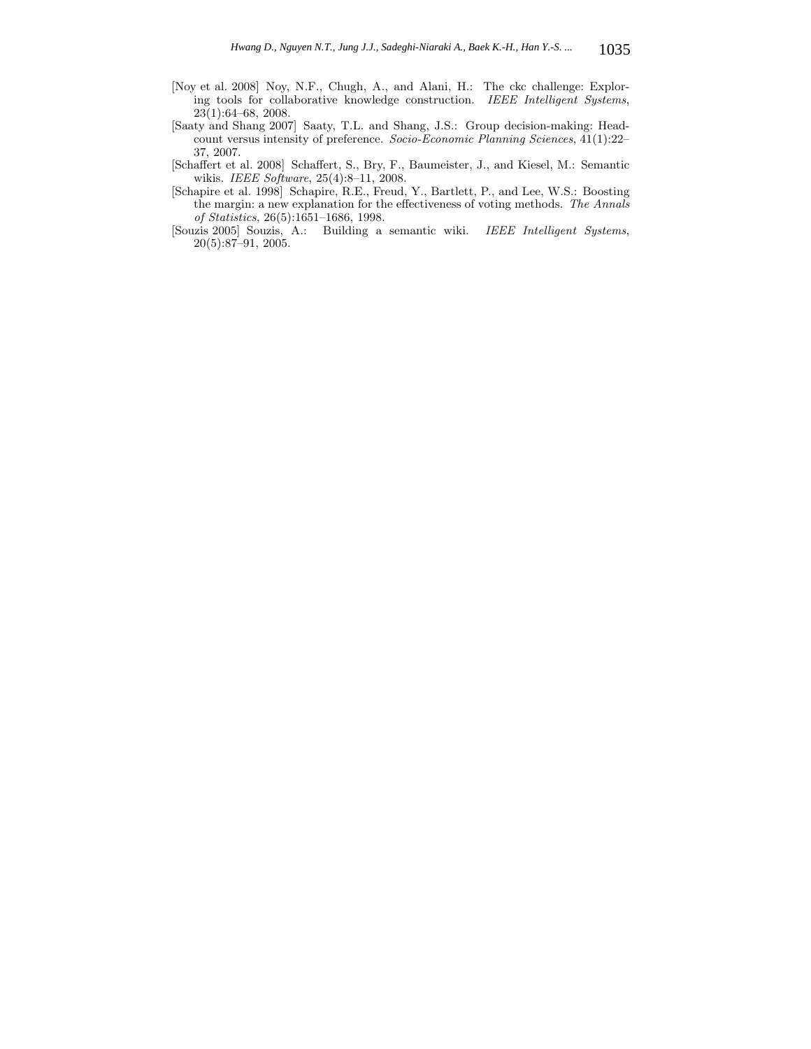[Noy et al. 2008] Noy, N.F., Chugh, A., and Alani, H.: The ckc challenge: Exploring tools for collaborative knowledge construction. *IEEE Intelligent Systems*, 23(1):64–68, 2008.

[Saaty and Shang 2007] Saaty, T.L. and Shang, J.S.: Group decision-making: Head-count versus intensity of preference. *Socio-Economic Planning Sciences*, 41(1):22–37, 2007.

[Schaffert et al. 2008] Schaffert, S., Bry, F., Baumeister, J., and Kiesel, M.: Semantic wikis. *IEEE Software*, 25(4):8–11, 2008.

[Schapire et al. 1998] Schapire, R.E., Freud, Y., Bartlett, P., and Lee, W.S.: Boosting the margin: a new explanation for the effectiveness of voting methods. *The Annals of Statistics*, 26(5):1651–1686, 1998.

[Souzis 2005] Souzis, A.: Building a semantic wiki. *IEEE Intelligent Systems*, 20(5):87–91, 2005.